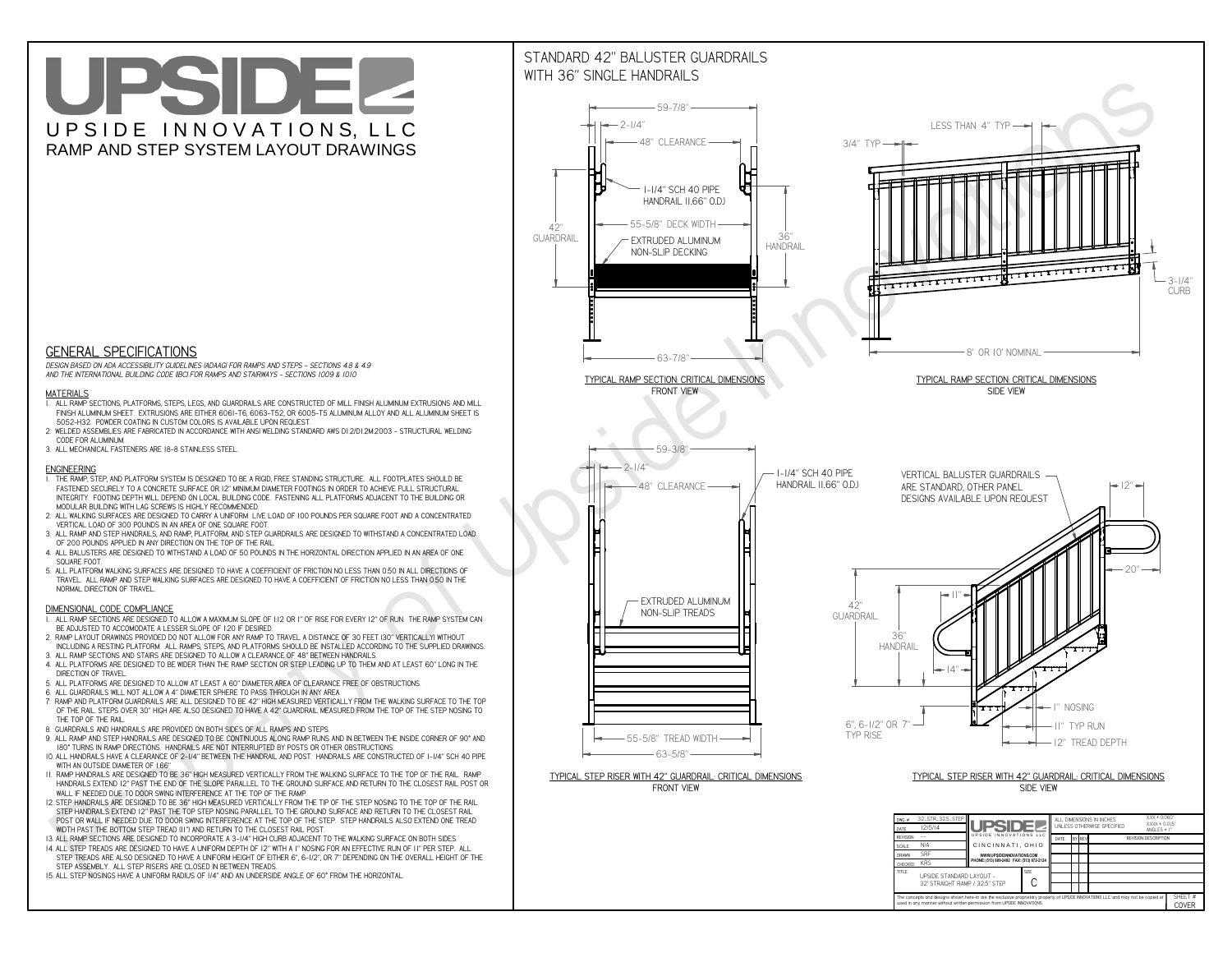# UPSIDE

UPSIDE INNOVATIONS, LLC

RAMP AND STEP SYSTEM LAYOUT DRAWINGS

## GENERAL SPECIFICATIONS

*DESIGN BASED ON ADA ACCESSIBILITY GUIDELINES (ADAAG) FOR RAMPS AND STEPS - SECTIONS 4.8 & 4.9 AND THE INTERNATIONAL BUILDING CODE (IBC) FOR RAMPS AND STAIRWAYS - SECTIONS 1009 & 1010*

### MATERIALS

1. ALL RAMP SECTIONS, PLATFORMS, STEPS, LEGS, AND GUARDRAILS ARE CONSTRUCTED OF MILL FINISH ALUMINUM EXTRUSIONS AND MILL FINISH ALUMINUM SHEET. EXTRUSIONS ARE EITHER 6061-T6, 6063-T52, OR 6005-T5 ALUMINUM ALLOY AND ALL ALUMINUM SHEET IS 5052-H32. POWDER COATING IN CUSTOM COLORS IS AVAILABLE UPON REQUEST.
2. WELDED ASSEMBLIES ARE FABRICATED IN ACCORDANCE WITH ANSI WELDING STANDARD AWS D1.2/D1.2M:2003 - STRUCTURAL WELDING CODE FOR ALUMINUM.
3. ALL MECHANICAL FASTENERS ARE 18-8 STAINLESS STEEL.

### ENGINEERING

1. THE RAMP, STEP, AND PLATFORM SYSTEM IS DESIGNED TO BE A RIGID, FREE STANDING STRUCTURE. ALL FOOTPLATES SHOULD BE FASTENED SECURELY TO A CONCRETE SURFACE OR 12" MINIMUM DIAMETER FOOTINGS IN ORDER TO ACHIEVE FULL STRUCTURAL INTEGRITY. FOOTING DEPTH WILL DEPEND ON LOCAL BUILDING CODE. FASTENING ALL PLATFORMS ADJACENT TO THE BUILDING OR MODULAR BUILDING WITH LAG SCREWS IS HIGHLY RECOMMENDED.
2. ALL WALKING SURFACES ARE DESIGNED TO CARRY A UNIFORM LIVE LOAD OF 100 POUNDS PER SQUARE FOOT AND A CONCENTRATED VERTICAL LOAD OF 300 POUNDS IN AN AREA OF ONE SQUARE FOOT.
3. ALL RAMP AND STEP HANDRAILS, AND RAMP, PLATFORM, AND STEP GUARDRAILS ARE DESIGNED TO WITHSTAND A CONCENTRATED LOAD OF 200 POUNDS APPLIED IN ANY DIRECTION ON THE TOP OF THE RAIL.
4. ALL BALUSTERS ARE DESIGNED TO WITHSTAND A LOAD OF 50 POUNDS IN THE HORIZONTAL DIRECTION APPLIED IN AN AREA OF ONE SQUARE FOOT.
5. ALL PLATFORM WALKING SURFACES ARE DESIGNED TO HAVE A COEFFICIENT OF FRICTION NO LESS THAN 0.50 IN ALL DIRECTIONS OF TRAVEL. ALL RAMP AND STEP WALKING SURFACES ARE DESIGNED TO HAVE A COEFFICIENT OF FRICTION NO LESS THAN 0.50 IN THE NORMAL DIRECTION OF TRAVEL.

### DIMENSIONAL CODE COMPLIANCE

1. ALL RAMP SECTIONS ARE DESIGNED TO ALLOW A MAXIMUM SLOPE OF 1:12 OR 1" OF RISE FOR EVERY 12" OF RUN. THE RAMP SYSTEM CAN BE ADJUSTED TO ACCOMODATE A LESSER SLOPE OF 1:20 IF DESIRED.
2. RAMP LAYOUT DRAWINGS PROVIDED DO NOT ALLOW FOR ANY RAMP TO TRAVEL A DISTANCE OF 30 FEET (30" VERTICALLY) WITHOUT INCLUDING A RESTING PLATFORM. ALL RAMPS, STEPS, AND PLATFORMS SHOULD BE INSTALLED ACCORDING TO THE SUPPLIED DRAWINGS.
3. ALL RAMP SECTIONS AND STAIRS ARE DESIGNED TO ALLOW A CLEARANCE OF 48" BETWEEN HANDRAILS.
4. ALL PLATFORMS ARE DESIGNED TO BE WIDER THAN THE RAMP SECTION OR STEP LEADING UP TO THEM AND AT LEAST 60" LONG IN THE DIRECTION OF TRAVEL.
5. ALL PLATFORMS ARE DESIGNED TO ALLOW AT LEAST A 60" DIAMETER AREA OF CLEARANCE FREE OF OBSTRUCTIONS.
6. ALL GUARDRAILS WILL NOT ALLOW A 4" DIAMETER SPHERE TO PASS THROUGH IN ANY AREA.
7. RAMP AND PLATFORM GUARDRAILS ARE ALL DESIGNED TO BE 42" HIGH MEASURED VERTICALLY FROM THE WALKING SURFACE TO THE TOP OF THE RAIL. STEPS OVER 30" HIGH ARE ALSO DESIGNED TO HAVE A 42" GUARDRAIL MEASURED FROM THE TOP OF THE STEP NOSING TO THE TOP OF THE RAIL.
8. GUARDRAILS AND HANDRAILS ARE PROVIDED ON BOTH SIDES OF ALL RAMPS AND STEPS.
9. ALL RAMP AND STEP HANDRAILS ARE DESIGNED TO BE CONTINUOUS ALONG RAMP RUNS AND IN BETWEEN THE INSIDE CORNER OF 90° AND 180° TURNS IN RAMP DIRECTIONS. HANDRAILS ARE NOT INTERRUPTED BY POSTS OR OTHER OBSTRUCTIONS.
10. ALL HANDRAILS HAVE A CLEARANCE OF 2-1/4" BETWEEN THE HANDRAIL AND POST. HANDRAILS ARE CONSTRUCTED OF 1-1/4" SCH 40 PIPE WITH AN OUTSIDE DIAMETER OF 1.66"
11. RAMP HANDRAILS ARE DESIGNED TO BE 36" HIGH MEASURED VERTICALLY FROM THE WALKING SURFACE TO THE TOP OF THE RAIL. RAMP HANDRAILS EXTEND 12" PAST THE END OF THE SLOPE PARALLEL TO THE GROUND SURFACE AND RETURN TO THE CLOSEST RAIL POST OR WALL IF NEEDED DUE TO DOOR SWING INTERFERENCE AT THE TOP OF THE RAMP.
12. STEP HANDRAILS ARE DESIGNED TO BE 36" HIGH MEASURED VERTICALLY FROM THE TIP OF THE STEP NOSING TO THE TOP OF THE RAIL. STEP HANDRAILS EXTEND 12" PAST THE TOP STEP NOSING PARALLEL TO THE GROUND SURFACE AND RETURN TO THE CLOSEST RAIL POST OR WALL IF NEEDED DUE TO DOOR SWING INTERFERENCE AT THE TOP OF THE STEP. STEP HANDRAILS ALSO EXTEND ONE TREAD WIDTH PAST THE BOTTOM STEP TREAD (11") AND RETURN TO THE CLOSEST RAIL POST.
13. ALL RAMP SECTIONS ARE DESIGNED TO INCORPORATE A 3-1/4" HIGH CURB ADJACENT TO THE WALKING SURFACE ON BOTH SIDES.
14. ALL STEP TREADS ARE DESIGNED TO HAVE A UNIFORM DEPTH OF 12" WITH A 1" NOSING FOR AN EFFECTIVE RUN OF 11" PER STEP. ALL STEP TREADS ARE ALSO DESIGNED TO HAVE A UNIFORM HEIGHT OF EITHER 6", 6-1/2", OR 7" DEPENDING ON THE OVERALL HEIGHT OF THE STEP ASSEMBLY. ALL STEP RISERS ARE CLOSED IN BETWEEN TREADS.
15. ALL STEP NOSINGS HAVE A UNIFORM RADIUS OF 1/4" AND AN UNDERSIDE ANGLE OF 60° FROM THE HORIZONTAL.

## STANDARD 42" BALUSTER GUARDRAILS WITH 36" SINGLE HANDRAILS

59-7/8" · 2-1/4" · 48" CLEARANCE · 1-1/4" SCH 40 PIPE HANDRAIL (1.66" O.D.) · 55-5/8" DECK WIDTH · 42" GUARDRAIL · 36" HANDRAIL · EXTRUDED ALUMINUM NON-SLIP DECKING · 63-7/8"

TYPICAL RAMP SECTION: CRITICAL DIMENSIONS
FRONT VIEW

LESS THAN 4" TYP · 3/4" TYP · 3-1/4" CURB · 8' OR 10' NOMINAL

TYPICAL RAMP SECTION: CRITICAL DIMENSIONS
SIDE VIEW

59-3/8" · 2-1/4" · 48" CLEARANCE · 1-1/4" SCH 40 PIPE HANDRAIL (1.66" O.D.) · EXTRUDED ALUMINUM NON-SLIP TREADS · 55-5/8" TREAD WIDTH · 63-5/8"

TYPICAL STEP RISER WITH 42" GUARDRAIL: CRITICAL DIMENSIONS
FRONT VIEW

VERTICAL BALUSTER GUARDRAILS ARE STANDARD, OTHER PANEL DESIGNS AVAILABLE UPON REQUEST · 12" · 20" · 11" · 42" GUARDRAIL · 36" HANDRAIL · 14" · 1" NOSING · 11" TYP RUN · 6", 6-1/2" OR 7" TYP RISE · 12" TREAD DEPTH

TYPICAL STEP RISER WITH 42" GUARDRAIL: CRITICAL DIMENSIONS
SIDE VIEW

| | |
|---|---|
| DWG # | 32_STR_32.5_STEP |
| DATE | 12/5/14 |
| REVISION | --- |
| SCALE | N/A |
| DRAWN | SRF |
| CHECKED | KRS |
| TITLE | UPSIDE STANDARD LAYOUT - 32' STRAIGHT RAMP / 32.5" STEP |
| SIZE | C |

UPSIDE INNOVATIONS LLC
CINCINNATI, OHIO
WWW.UPSIDEINNOVATIONS.COM
PHONE: (513) 889-2492 FAX: (513) 672-2124

ALL DIMENSIONS IN INCHES UNLESS OTHERWISE SPECIFIED
XXX ± 0.060"
XXXX ± 0.015"
ANGLES ± 1°

| DATE | BY | REV | REVISION DESCRIPTION |
|---|---|---|---|

The concepts and designs shown here-in are the exclusive proprietary property of UPSIDE INNOVATIONS LLC and may not be copied or used in any manner without written permission from UPSIDE INNOVATIONS.

SHEET # COVER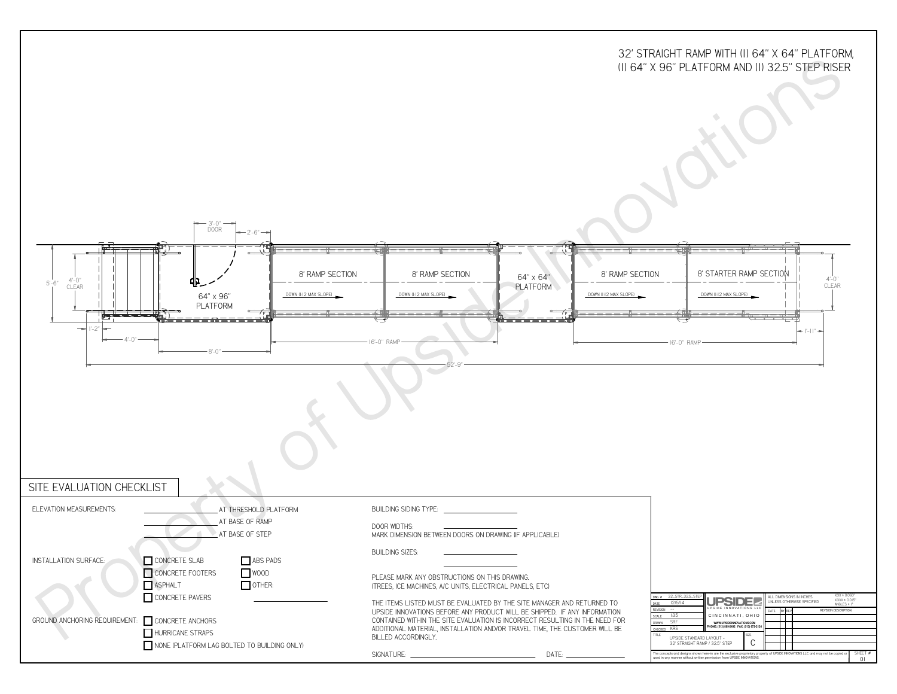# 32' STRAIGHT RAMP WITH (1) 64" X 64" PLATFORM, (1) 64" X 96" PLATFORM AND (1) 32.5" STEP RISER

3'-0"
DOOR
2'-6"

5'-6"
4'-0"
CLEAR

64" x 96"
PLATFORM

8' RAMP SECTION
DOWN (1:12 MAX SLOPE)

8' RAMP SECTION
DOWN (1:12 MAX SLOPE)

64" x 64"
PLATFORM

8' RAMP SECTION
DOWN (1:12 MAX SLOPE)

8' STARTER RAMP SECTION
DOWN (1:12 MAX SLOPE)

4'-0"
CLEAR

1'-2"
4'-0"
8'-0"
16'-0" RAMP
16'-0" RAMP
1'-11"
52'-9"

## SITE EVALUATION CHECKLIST

ELEVATION MEASUREMENTS: ________ AT THRESHOLD PLATFORM
________ AT BASE OF RAMP
________ AT BASE OF STEP

INSTALLATION SURFACE:
- ☐ CONCRETE SLAB
- ☐ CONCRETE FOOTERS
- ☐ ASPHALT
- ☐ CONCRETE PAVERS
- ☐ ABS PADS
- ☐ WOOD
- ☐ OTHER ________

GROUND ANCHORING REQUIREMENT:
- ☐ CONCRETE ANCHORS
- ☐ HURRICANE STRAPS
- ☐ NONE (PLATFORM LAG BOLTED TO BUILDING ONLY)

BUILDING SIDING TYPE: ________

DOOR WIDTHS: ________
MARK DIMENSION BETWEEN DOORS ON DRAWING (IF APPLICABLE)

BUILDING SIZES: ________
________

PLEASE MARK ANY OBSTRUCTIONS ON THIS DRAWING.
(TREES, ICE MACHINES, A/C UNITS, ELECTRICAL PANELS, ETC)

THE ITEMS LISTED MUST BE EVALUATED BY THE SITE MANAGER AND RETURNED TO UPSIDE INNOVATIONS BEFORE ANY PRODUCT WILL BE SHIPPED. IF ANY INFORMATION CONTAINED WITHIN THE SITE EVALUATION IS INCORRECT RESULTING IN THE NEED FOR ADDITIONAL MATERIAL, INSTALLATION AND/OR TRAVEL TIME, THE CUSTOMER WILL BE BILLED ACCORDINGLY.

SIGNATURE: ________ DATE: ________

| | |
|---|---|
| DWG # | 32_STR_32.5_STEP |
| DATE | 12/5/14 |
| REVISION | --- |
| SCALE | 1:35 |
| DRAWN | SRF |
| CHECKED | KRS |

UPSIDE INNOVATIONS LLC
CINCINNATI, OHIO
WWW.UPSIDEINNOVATIONS.COM
PHONE: (513) 889-2492 FAX: (513) 672-2124

TITLE: UPSIDE STANDARD LAYOUT - 32' STRAIGHT RAMP / 32.5" STEP
SIZE: C

ALL DIMENSIONS IN INCHES UNLESS OTHERWISE SPECIFIED
X.XX ± 0.060"
X.XXX ± 0.015"
ANGLES ± 1°

| DATE | BY | REV | REVISION DESCRIPTION |
|---|---|---|---|

The concepts and designs shown here-in are the exclusive proprietary property of UPSIDE INNOVATIONS LLC and may not be copied or used in any manner without written permission from UPSIDE INNOVATIONS.

SHEET # 01